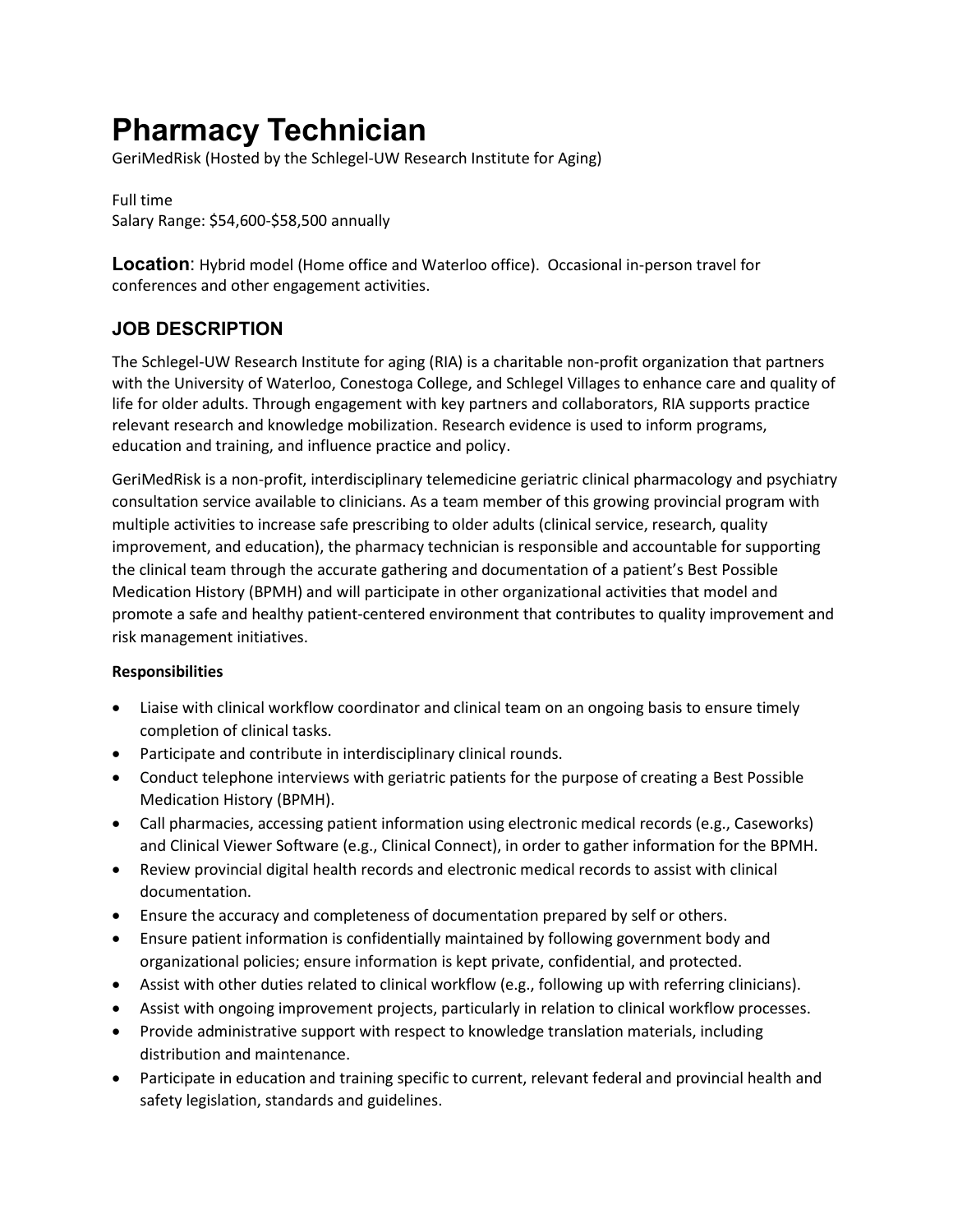# Pharmacy Technician

GeriMedRisk (Hosted by the Schlegel-UW Research Institute for Aging)

Full time
Salary Range: $54,600-$58,500 annually

**Location**: Hybrid model (Home office and Waterloo office). Occasional in-person travel for conferences and other engagement activities.

## JOB DESCRIPTION

The Schlegel-UW Research Institute for aging (RIA) is a charitable non-profit organization that partners with the University of Waterloo, Conestoga College, and Schlegel Villages to enhance care and quality of life for older adults. Through engagement with key partners and collaborators, RIA supports practice relevant research and knowledge mobilization. Research evidence is used to inform programs, education and training, and influence practice and policy.

GeriMedRisk is a non-profit, interdisciplinary telemedicine geriatric clinical pharmacology and psychiatry consultation service available to clinicians. As a team member of this growing provincial program with multiple activities to increase safe prescribing to older adults (clinical service, research, quality improvement, and education), the pharmacy technician is responsible and accountable for supporting the clinical team through the accurate gathering and documentation of a patient's Best Possible Medication History (BPMH) and will participate in other organizational activities that model and promote a safe and healthy patient-centered environment that contributes to quality improvement and risk management initiatives.

**Responsibilities**

- Liaise with clinical workflow coordinator and clinical team on an ongoing basis to ensure timely completion of clinical tasks.
- Participate and contribute in interdisciplinary clinical rounds.
- Conduct telephone interviews with geriatric patients for the purpose of creating a Best Possible Medication History (BPMH).
- Call pharmacies, accessing patient information using electronic medical records (e.g., Caseworks) and Clinical Viewer Software (e.g., Clinical Connect), in order to gather information for the BPMH.
- Review provincial digital health records and electronic medical records to assist with clinical documentation.
- Ensure the accuracy and completeness of documentation prepared by self or others.
- Ensure patient information is confidentially maintained by following government body and organizational policies; ensure information is kept private, confidential, and protected.
- Assist with other duties related to clinical workflow (e.g., following up with referring clinicians).
- Assist with ongoing improvement projects, particularly in relation to clinical workflow processes.
- Provide administrative support with respect to knowledge translation materials, including distribution and maintenance.
- Participate in education and training specific to current, relevant federal and provincial health and safety legislation, standards and guidelines.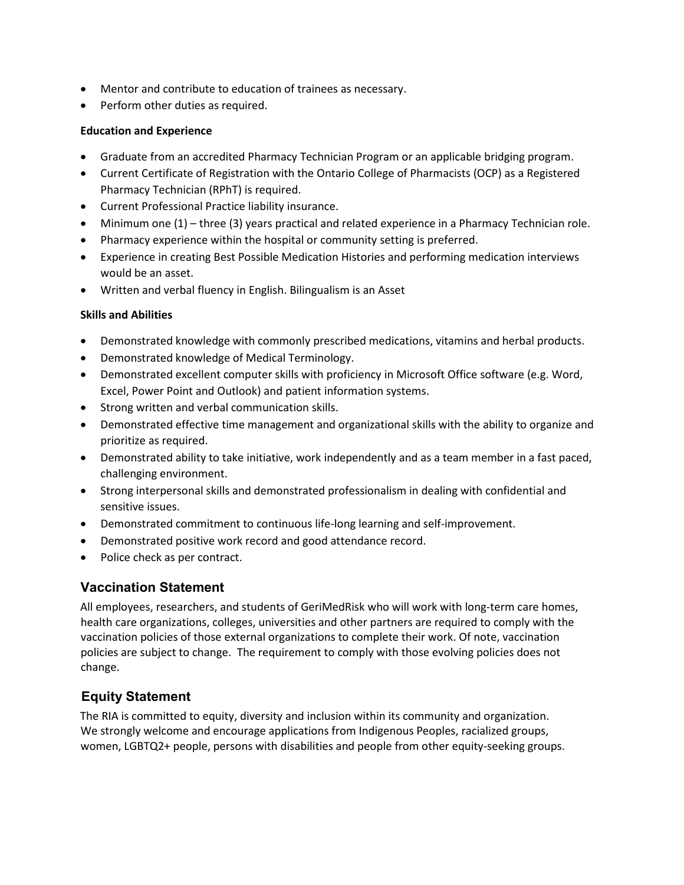- Mentor and contribute to education of trainees as necessary.
- Perform other duties as required.

**Education and Experience**

- Graduate from an accredited Pharmacy Technician Program or an applicable bridging program.
- Current Certificate of Registration with the Ontario College of Pharmacists (OCP) as a Registered Pharmacy Technician (RPhT) is required.
- Current Professional Practice liability insurance.
- Minimum one (1) – three (3) years practical and related experience in a Pharmacy Technician role.
- Pharmacy experience within the hospital or community setting is preferred.
- Experience in creating Best Possible Medication Histories and performing medication interviews would be an asset.
- Written and verbal fluency in English. Bilingualism is an Asset

**Skills and Abilities**

- Demonstrated knowledge with commonly prescribed medications, vitamins and herbal products.
- Demonstrated knowledge of Medical Terminology.
- Demonstrated excellent computer skills with proficiency in Microsoft Office software (e.g. Word, Excel, Power Point and Outlook) and patient information systems.
- Strong written and verbal communication skills.
- Demonstrated effective time management and organizational skills with the ability to organize and prioritize as required.
- Demonstrated ability to take initiative, work independently and as a team member in a fast paced, challenging environment.
- Strong interpersonal skills and demonstrated professionalism in dealing with confidential and sensitive issues.
- Demonstrated commitment to continuous life-long learning and self-improvement.
- Demonstrated positive work record and good attendance record.
- Police check as per contract.

## Vaccination Statement

All employees, researchers, and students of GeriMedRisk who will work with long-term care homes, health care organizations, colleges, universities and other partners are required to comply with the vaccination policies of those external organizations to complete their work. Of note, vaccination policies are subject to change. The requirement to comply with those evolving policies does not change.

## Equity Statement

The RIA is committed to equity, diversity and inclusion within its community and organization. We strongly welcome and encourage applications from Indigenous Peoples, racialized groups, women, LGBTQ2+ people, persons with disabilities and people from other equity-seeking groups.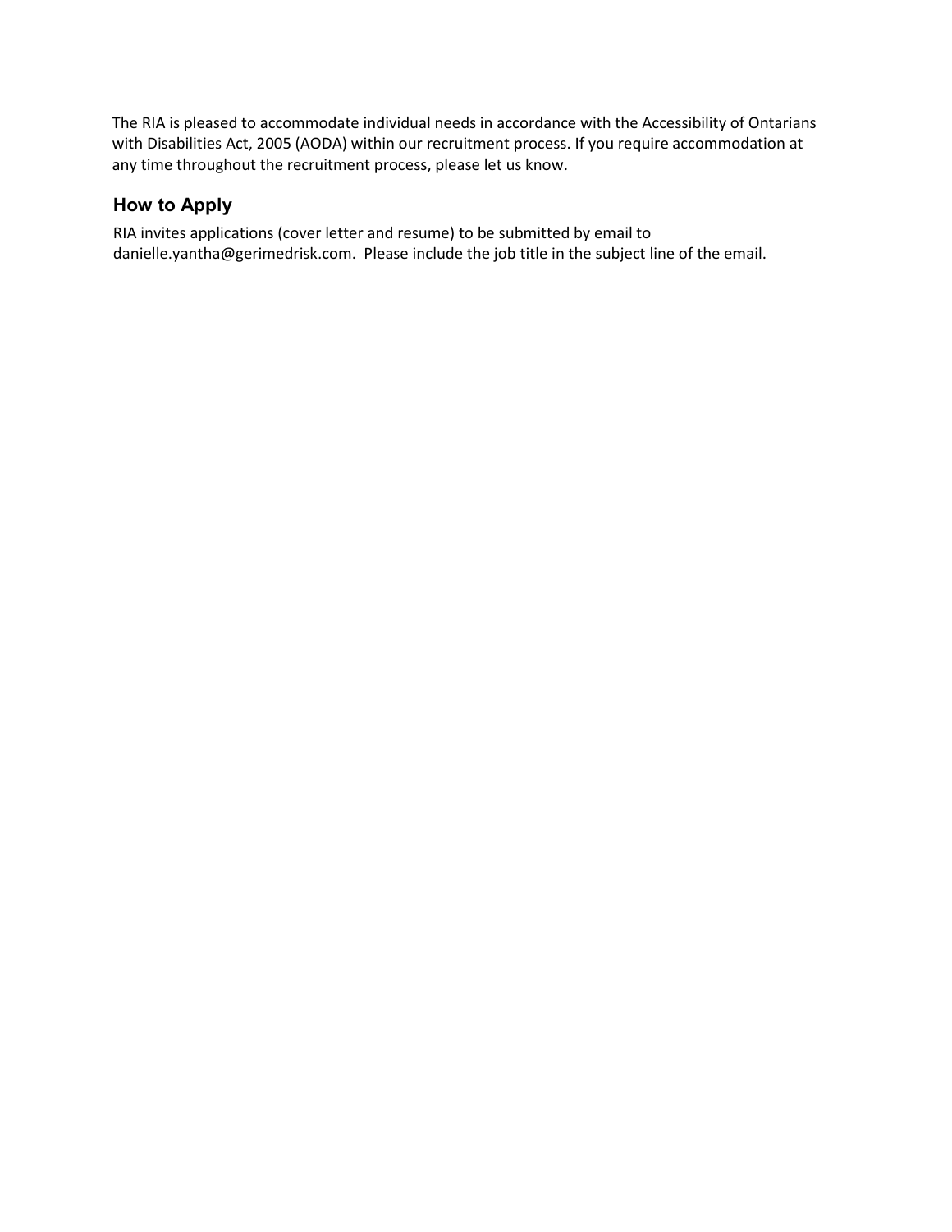The RIA is pleased to accommodate individual needs in accordance with the Accessibility of Ontarians with Disabilities Act, 2005 (AODA) within our recruitment process. If you require accommodation at any time throughout the recruitment process, please let us know.

## How to Apply

RIA invites applications (cover letter and resume) to be submitted by email to danielle.yantha@gerimedrisk.com. Please include the job title in the subject line of the email.